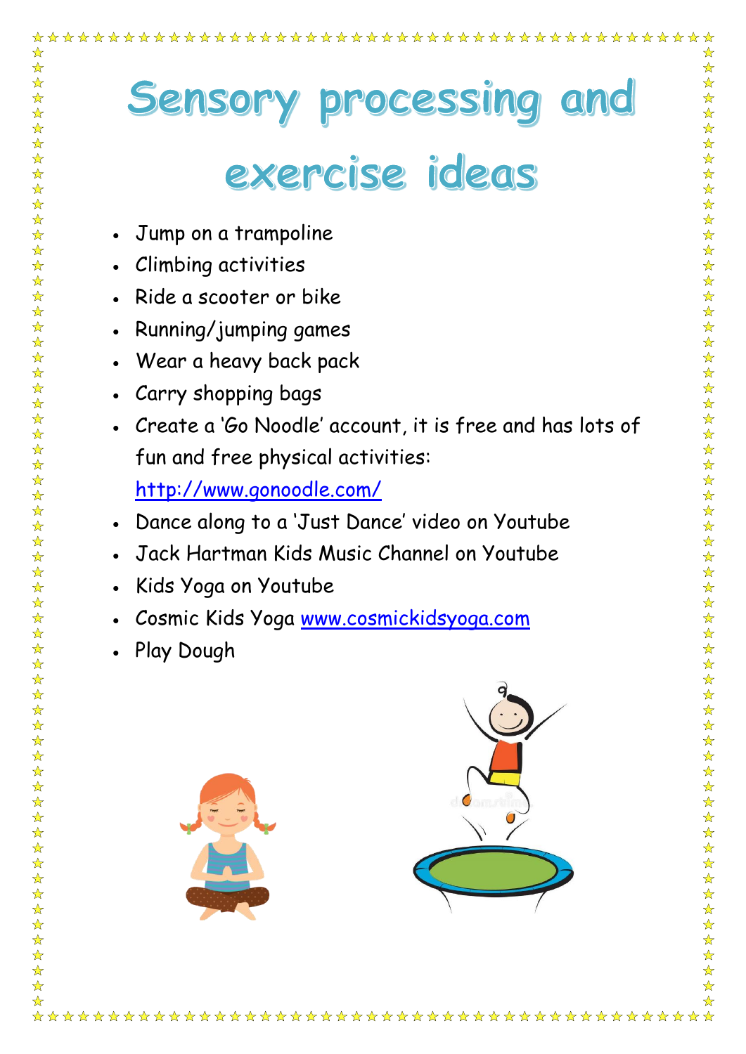# Sensory processing and exercise ideas

- Jump on a trampoline
- Climbing activities
- Ride a scooter or bike
- Running/jumping games
- Wear a heavy back pack
- Carry shopping bags
- Create a 'Go Noodle' account, it is free and has lots of fun and free physical activities: [http://www.gonoodle.com/](http://www.gonoodle.com/)
- Dance along to a 'Just Dance' video on Youtube
- Jack Hartman Kids Music Channel on Youtube
- Kids Yoga on Youtube
- Cosmic Kids Yoga [www.cosmickidsyoga.com](www.cosmickidsyoga.com)
- Play Dough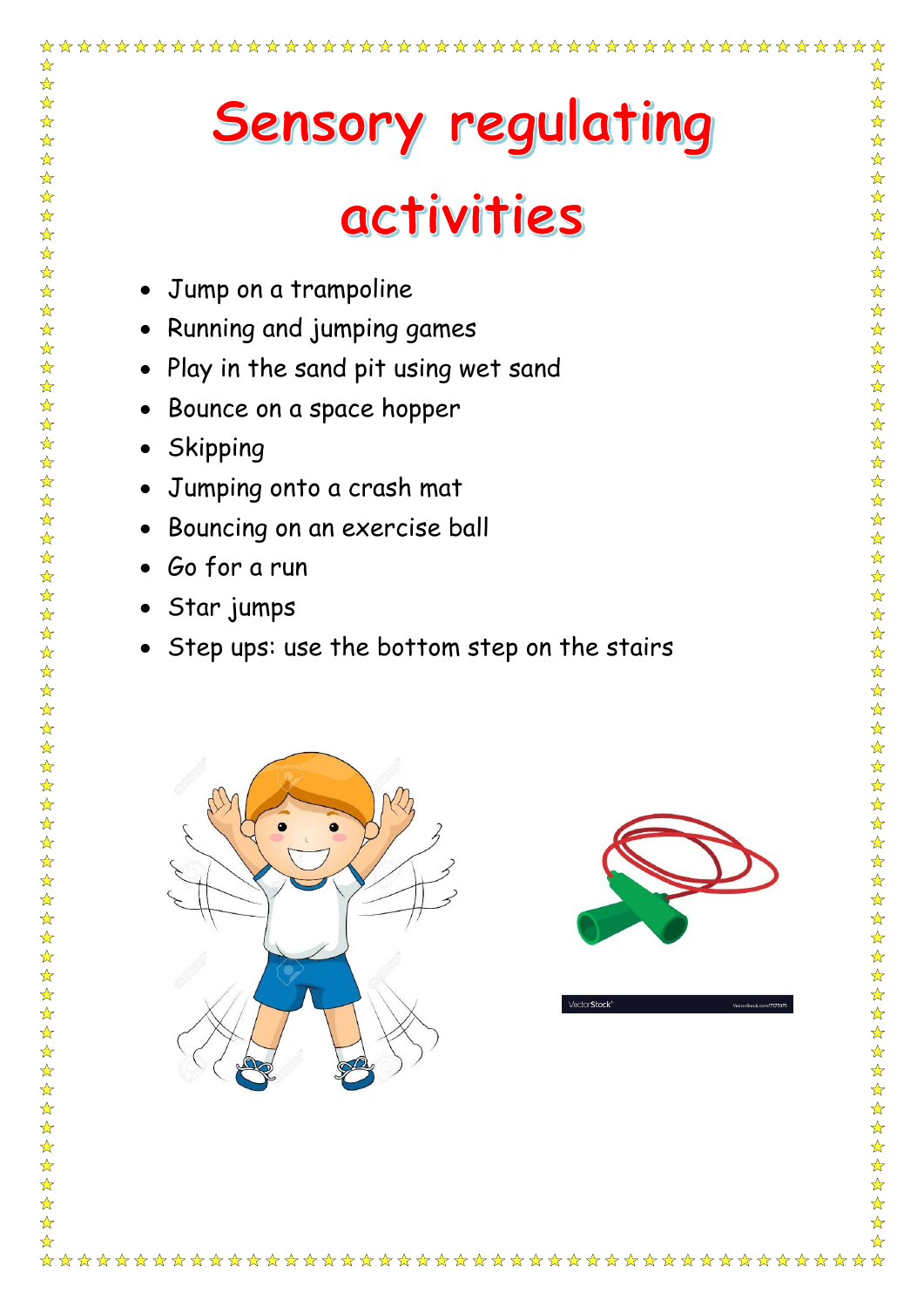# Sensory regulating activities

- Jump on a trampoline
- Running and jumping games
- Play in the sand pit using wet sand
- Bounce on a space hopper
- Skipping
- Jumping onto a crash mat
- Bouncing on an exercise ball
- Go for a run
- Star jumps
- Step ups: use the bottom step on the stairs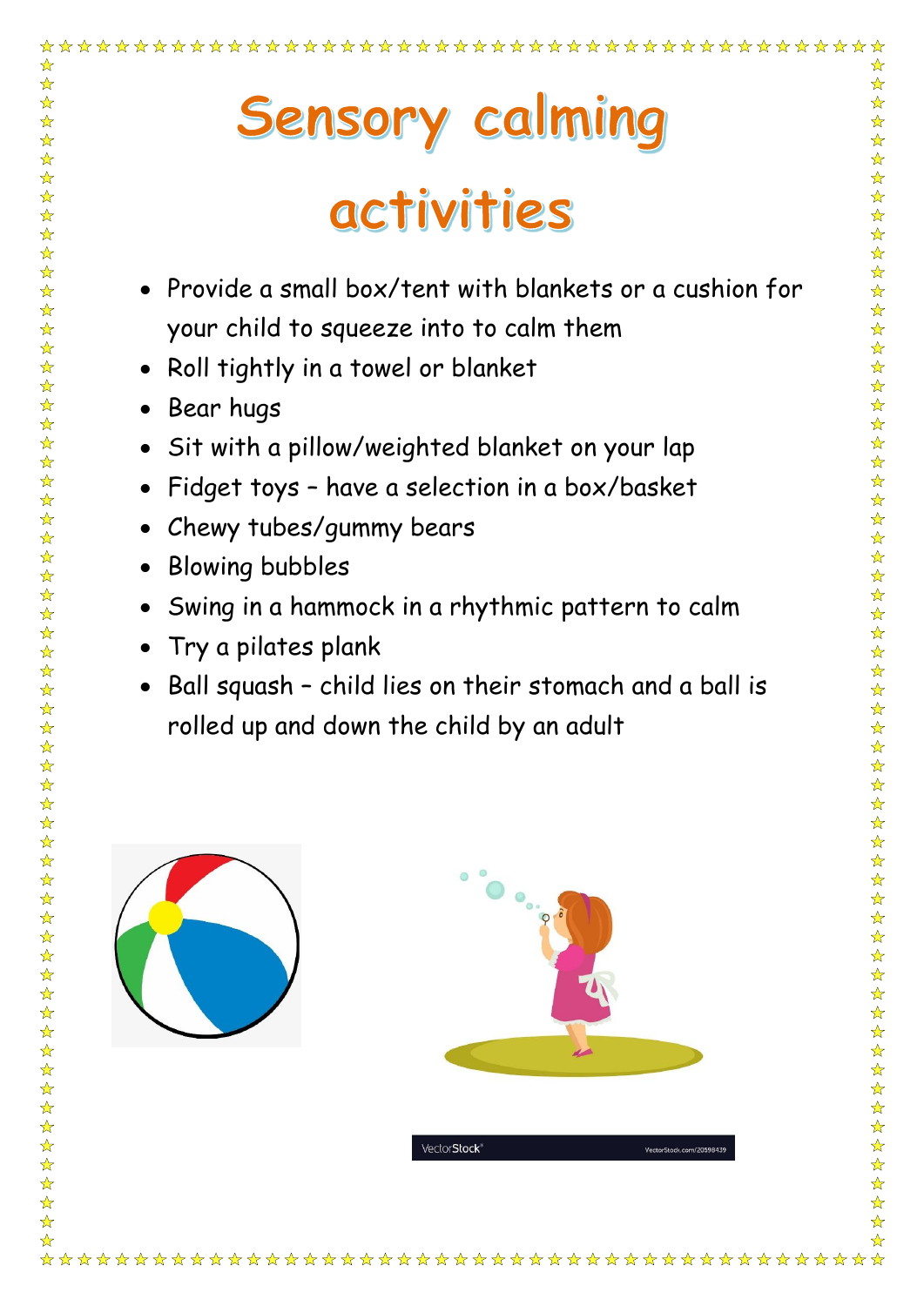# Sensory calming activities

- Provide a small box/tent with blankets or a cushion for your child to squeeze into to calm them
- Roll tightly in a towel or blanket
- Bear hugs
- Sit with a pillow/weighted blanket on your lap
- Fidget toys – have a selection in a box/basket
- Chewy tubes/gummy bears
- Blowing bubbles
- Swing in a hammock in a rhythmic pattern to calm
- Try a pilates plank
- Ball squash – child lies on their stomach and a ball is rolled up and down the child by an adult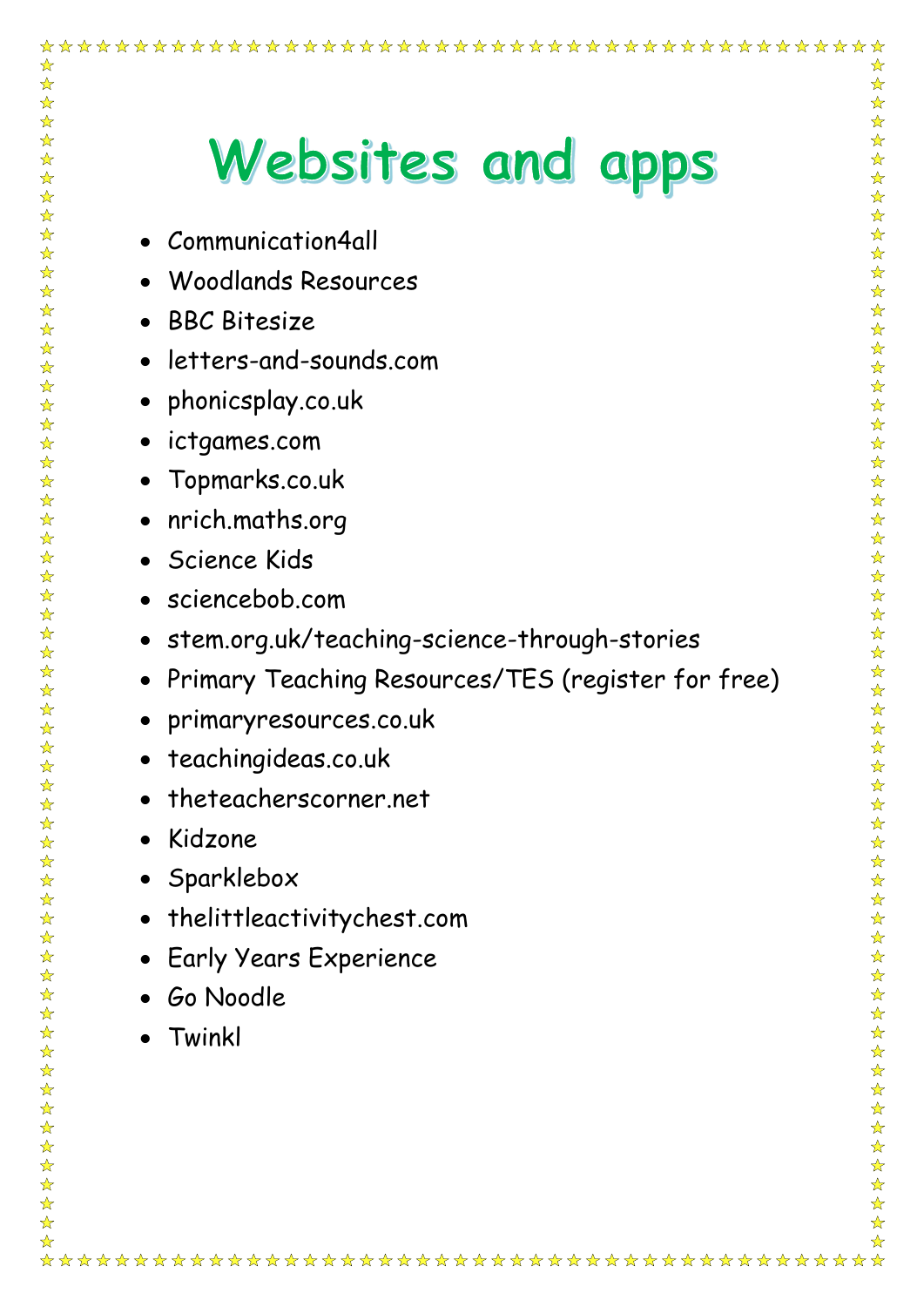# Websites and apps

- Communication4all
- Woodlands Resources
- BBC Bitesize
- letters-and-sounds.com
- phonicsplay.co.uk
- ictgames.com
- Topmarks.co.uk
- nrich.maths.org
- Science Kids
- sciencebob.com
- stem.org.uk/teaching-science-through-stories
- Primary Teaching Resources/TES (register for free)
- primaryresources.co.uk
- teachingideas.co.uk
- theteacherscorner.net
- Kidzone
- Sparklebox
- thelittleactivitychest.com
- Early Years Experience
- Go Noodle
- Twinkl